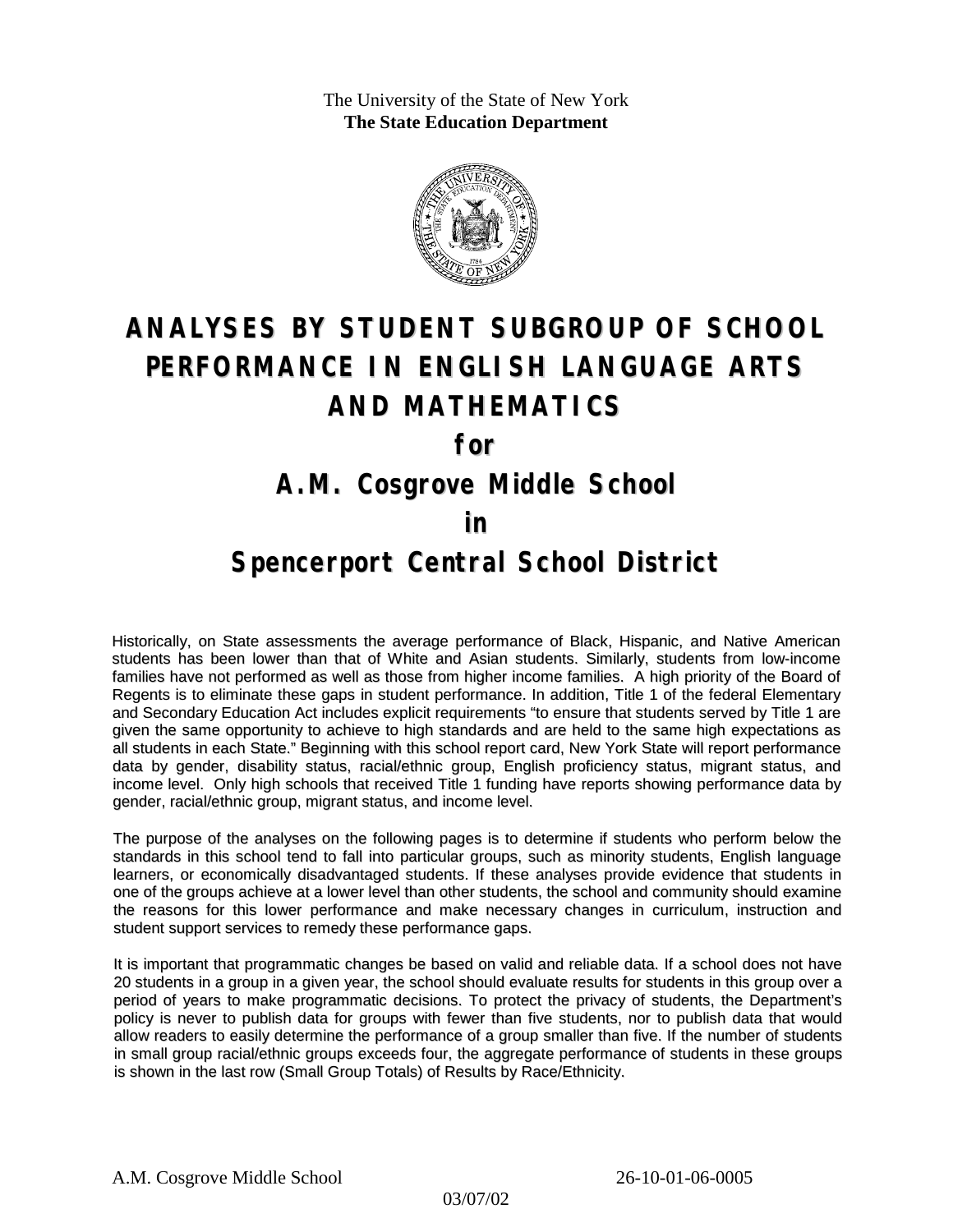The University of the State of New York
**The State Education Department**

# ANALYSES BY STUDENT SUBGROUP OF SCHOOL PERFORMANCE IN ENGLISH LANGUAGE ARTS AND MATHEMATICS

# for

# A.M. Cosgrove Middle School

# in

# Spencerport Central School District

Historically, on State assessments the average performance of Black, Hispanic, and Native American students has been lower than that of White and Asian students. Similarly, students from low-income families have not performed as well as those from higher income families. A high priority of the Board of Regents is to eliminate these gaps in student performance. In addition, Title 1 of the federal Elementary and Secondary Education Act includes explicit requirements "to ensure that students served by Title 1 are given the same opportunity to achieve to high standards and are held to the same high expectations as all students in each State." Beginning with this school report card, New York State will report performance data by gender, disability status, racial/ethnic group, English proficiency status, migrant status, and income level. Only high schools that received Title 1 funding have reports showing performance data by gender, racial/ethnic group, migrant status, and income level.

The purpose of the analyses on the following pages is to determine if students who perform below the standards in this school tend to fall into particular groups, such as minority students, English language learners, or economically disadvantaged students. If these analyses provide evidence that students in one of the groups achieve at a lower level than other students, the school and community should examine the reasons for this lower performance and make necessary changes in curriculum, instruction and student support services to remedy these performance gaps.

It is important that programmatic changes be based on valid and reliable data. If a school does not have 20 students in a group in a given year, the school should evaluate results for students in this group over a period of years to make programmatic decisions. To protect the privacy of students, the Department's policy is never to publish data for groups with fewer than five students, nor to publish data that would allow readers to easily determine the performance of a group smaller than five. If the number of students in small group racial/ethnic groups exceeds four, the aggregate performance of students in these groups is shown in the last row (Small Group Totals) of Results by Race/Ethnicity.

A.M. Cosgrove Middle School 26-10-01-06-0005

03/07/02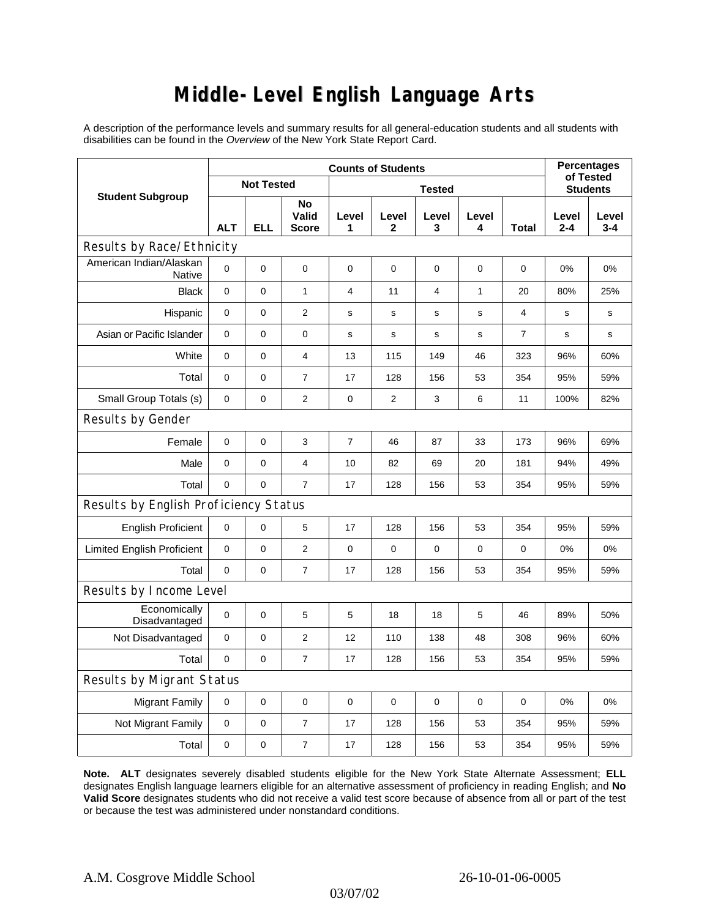# Middle-Level English Language Arts

A description of the performance levels and summary results for all general-education students and all students with disabilities can be found in the *Overview* of the New York State Report Card.

| Student Subgroup | Counts of Students | | | | | | | | Percentages of Tested Students | |
|---|---|---|---|---|---|---|---|---|---|---|
| | Not Tested | | | Tested | | | | | | |
| | ALT | ELL | No Valid Score | Level 1 | Level 2 | Level 3 | Level 4 | Total | Level 2-4 | Level 3-4 |
| **Results by Race/Ethnicity** | | | | | | | | | | |
| American Indian/Alaskan Native | 0 | 0 | 0 | 0 | 0 | 0 | 0 | 0 | 0% | 0% |
| Black | 0 | 0 | 1 | 4 | 11 | 4 | 1 | 20 | 80% | 25% |
| Hispanic | 0 | 0 | 2 | s | s | s | s | 4 | s | s |
| Asian or Pacific Islander | 0 | 0 | 0 | s | s | s | s | 7 | s | s |
| White | 0 | 0 | 4 | 13 | 115 | 149 | 46 | 323 | 96% | 60% |
| Total | 0 | 0 | 7 | 17 | 128 | 156 | 53 | 354 | 95% | 59% |
| Small Group Totals (s) | 0 | 0 | 2 | 0 | 2 | 3 | 6 | 11 | 100% | 82% |
| **Results by Gender** | | | | | | | | | | |
| Female | 0 | 0 | 3 | 7 | 46 | 87 | 33 | 173 | 96% | 69% |
| Male | 0 | 0 | 4 | 10 | 82 | 69 | 20 | 181 | 94% | 49% |
| Total | 0 | 0 | 7 | 17 | 128 | 156 | 53 | 354 | 95% | 59% |
| **Results by English Proficiency Status** | | | | | | | | | | |
| English Proficient | 0 | 0 | 5 | 17 | 128 | 156 | 53 | 354 | 95% | 59% |
| Limited English Proficient | 0 | 0 | 2 | 0 | 0 | 0 | 0 | 0 | 0% | 0% |
| Total | 0 | 0 | 7 | 17 | 128 | 156 | 53 | 354 | 95% | 59% |
| **Results by Income Level** | | | | | | | | | | |
| Economically Disadvantaged | 0 | 0 | 5 | 5 | 18 | 18 | 5 | 46 | 89% | 50% |
| Not Disadvantaged | 0 | 0 | 2 | 12 | 110 | 138 | 48 | 308 | 96% | 60% |
| Total | 0 | 0 | 7 | 17 | 128 | 156 | 53 | 354 | 95% | 59% |
| **Results by Migrant Status** | | | | | | | | | | |
| Migrant Family | 0 | 0 | 0 | 0 | 0 | 0 | 0 | 0 | 0% | 0% |
| Not Migrant Family | 0 | 0 | 7 | 17 | 128 | 156 | 53 | 354 | 95% | 59% |
| Total | 0 | 0 | 7 | 17 | 128 | 156 | 53 | 354 | 95% | 59% |

**Note. ALT** designates severely disabled students eligible for the New York State Alternate Assessment; **ELL** designates English language learners eligible for an alternative assessment of proficiency in reading English; and **No Valid Score** designates students who did not receive a valid test score because of absence from all or part of the test or because the test was administered under nonstandard conditions.

A.M. Cosgrove Middle School 26-10-01-06-0005

03/07/02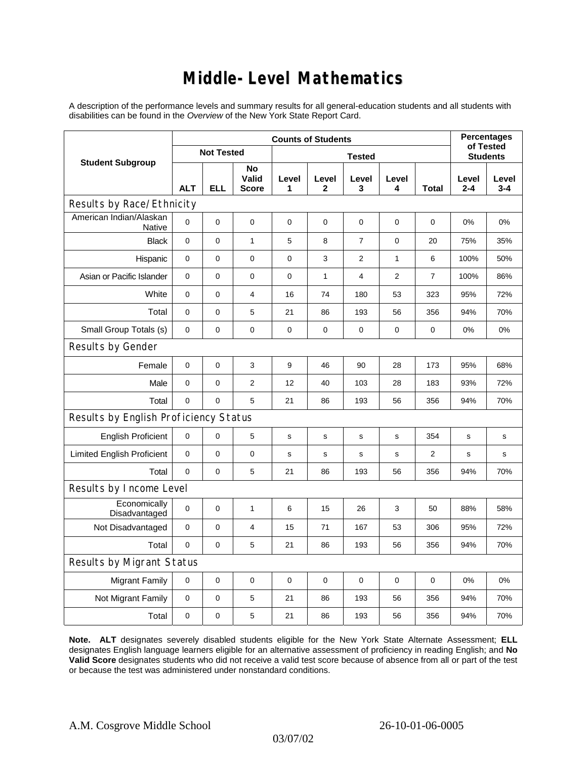# Middle-Level Mathematics

A description of the performance levels and summary results for all general-education students and all students with disabilities can be found in the *Overview* of the New York State Report Card.

| Student Subgroup | Counts of Students | | | | | | | | Percentages of Tested Students | |
|---|---|---|---|---|---|---|---|---|---|---|
| | Not Tested | | | Tested | | | | | | |
| | ALT | ELL | No Valid Score | Level 1 | Level 2 | Level 3 | Level 4 | Total | Level 2-4 | Level 3-4 |
| **Results by Race/Ethnicity** | | | | | | | | | | |
| American Indian/Alaskan Native | 0 | 0 | 0 | 0 | 0 | 0 | 0 | 0 | 0% | 0% |
| Black | 0 | 0 | 1 | 5 | 8 | 7 | 0 | 20 | 75% | 35% |
| Hispanic | 0 | 0 | 0 | 0 | 3 | 2 | 1 | 6 | 100% | 50% |
| Asian or Pacific Islander | 0 | 0 | 0 | 0 | 1 | 4 | 2 | 7 | 100% | 86% |
| White | 0 | 0 | 4 | 16 | 74 | 180 | 53 | 323 | 95% | 72% |
| Total | 0 | 0 | 5 | 21 | 86 | 193 | 56 | 356 | 94% | 70% |
| Small Group Totals (s) | 0 | 0 | 0 | 0 | 0 | 0 | 0 | 0 | 0% | 0% |
| **Results by Gender** | | | | | | | | | | |
| Female | 0 | 0 | 3 | 9 | 46 | 90 | 28 | 173 | 95% | 68% |
| Male | 0 | 0 | 2 | 12 | 40 | 103 | 28 | 183 | 93% | 72% |
| Total | 0 | 0 | 5 | 21 | 86 | 193 | 56 | 356 | 94% | 70% |
| **Results by English Proficiency Status** | | | | | | | | | | |
| English Proficient | 0 | 0 | 5 | s | s | s | s | 354 | s | s |
| Limited English Proficient | 0 | 0 | 0 | s | s | s | s | 2 | s | s |
| Total | 0 | 0 | 5 | 21 | 86 | 193 | 56 | 356 | 94% | 70% |
| **Results by Income Level** | | | | | | | | | | |
| Economically Disadvantaged | 0 | 0 | 1 | 6 | 15 | 26 | 3 | 50 | 88% | 58% |
| Not Disadvantaged | 0 | 0 | 4 | 15 | 71 | 167 | 53 | 306 | 95% | 72% |
| Total | 0 | 0 | 5 | 21 | 86 | 193 | 56 | 356 | 94% | 70% |
| **Results by Migrant Status** | | | | | | | | | | |
| Migrant Family | 0 | 0 | 0 | 0 | 0 | 0 | 0 | 0 | 0% | 0% |
| Not Migrant Family | 0 | 0 | 5 | 21 | 86 | 193 | 56 | 356 | 94% | 70% |
| Total | 0 | 0 | 5 | 21 | 86 | 193 | 56 | 356 | 94% | 70% |

**Note. ALT** designates severely disabled students eligible for the New York State Alternate Assessment; **ELL** designates English language learners eligible for an alternative assessment of proficiency in reading English; and **No Valid Score** designates students who did not receive a valid test score because of absence from all or part of the test or because the test was administered under nonstandard conditions.

A.M. Cosgrove Middle School 26-10-01-06-0005

03/07/02